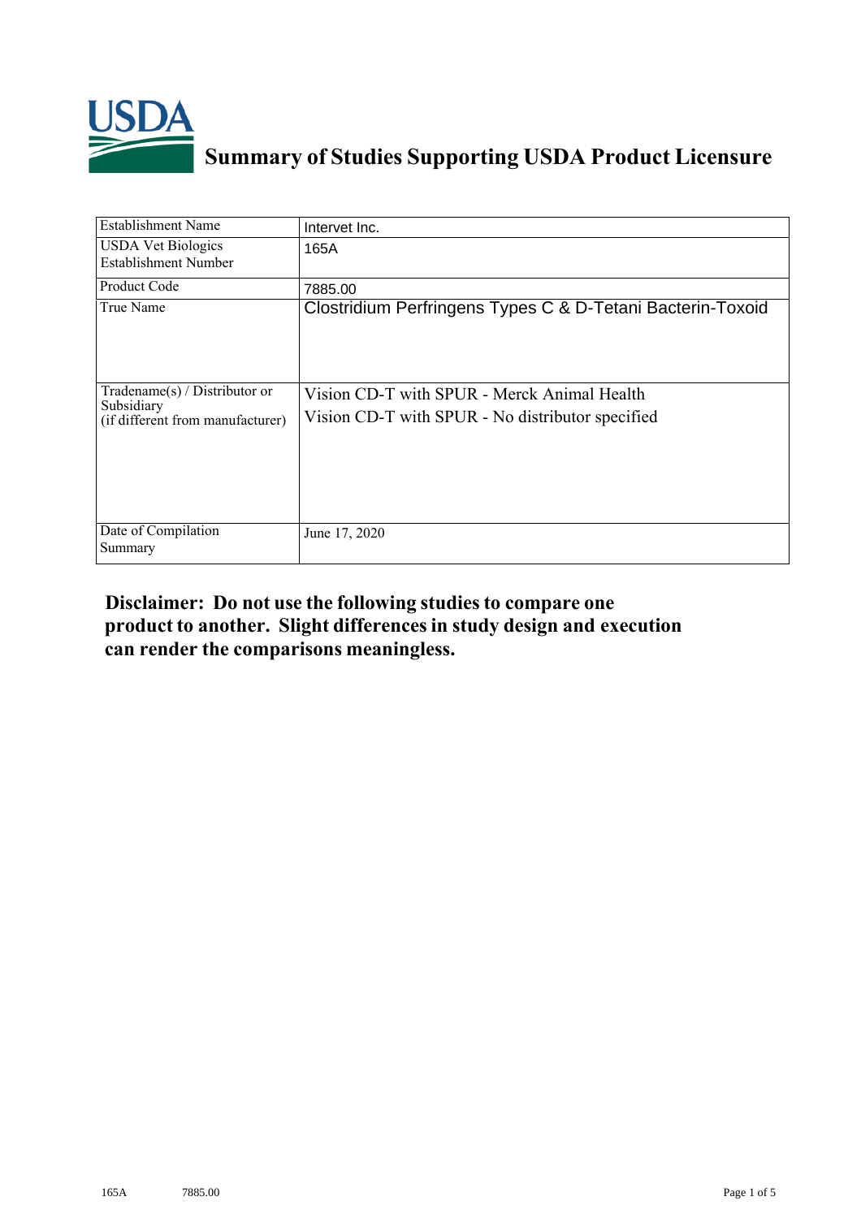# Summary of Studies Supporting USDA Product Licensure

| Establishment Name | Intervet Inc. |
|---|---|
| USDA Vet Biologics Establishment Number | 165A |
| Product Code | 7885.00 |
| True Name | Clostridium Perfringens Types C & D-Tetani Bacterin-Toxoid |
| Tradename(s) / Distributor or Subsidiary (if different from manufacturer) | Vision CD-T with SPUR - Merck Animal Health<br>Vision CD-T with SPUR - No distributor specified |
| Date of Compilation Summary | June 17, 2020 |

**Disclaimer: Do not use the following studies to compare one product to another. Slight differences in study design and execution can render the comparisons meaningless.**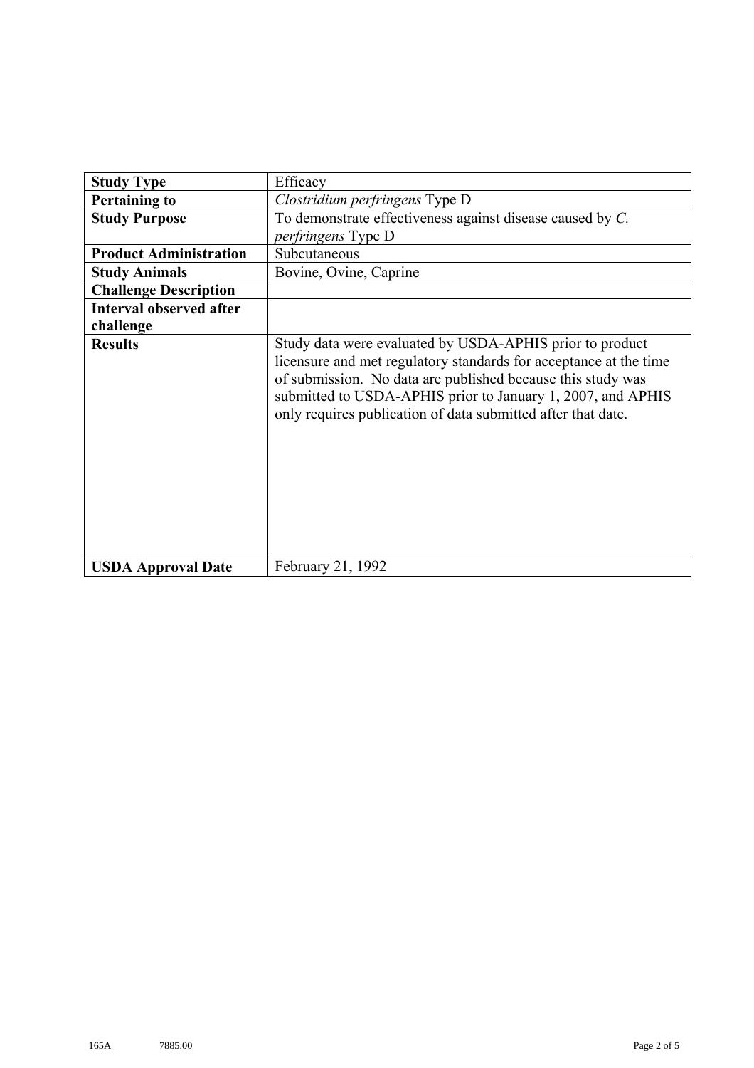| Study Type | Efficacy |
|---|---|
| **Pertaining to** | *Clostridium perfringens* Type D |
| **Study Purpose** | To demonstrate effectiveness against disease caused by *C. perfringens* Type D |
| **Product Administration** | Subcutaneous |
| **Study Animals** | Bovine, Ovine, Caprine |
| **Challenge Description** | |
| **Interval observed after challenge** | |
| **Results** | Study data were evaluated by USDA-APHIS prior to product licensure and met regulatory standards for acceptance at the time of submission. No data are published because this study was submitted to USDA-APHIS prior to January 1, 2007, and APHIS only requires publication of data submitted after that date. |
| **USDA Approval Date** | February 21, 1992 |

165A 7885.00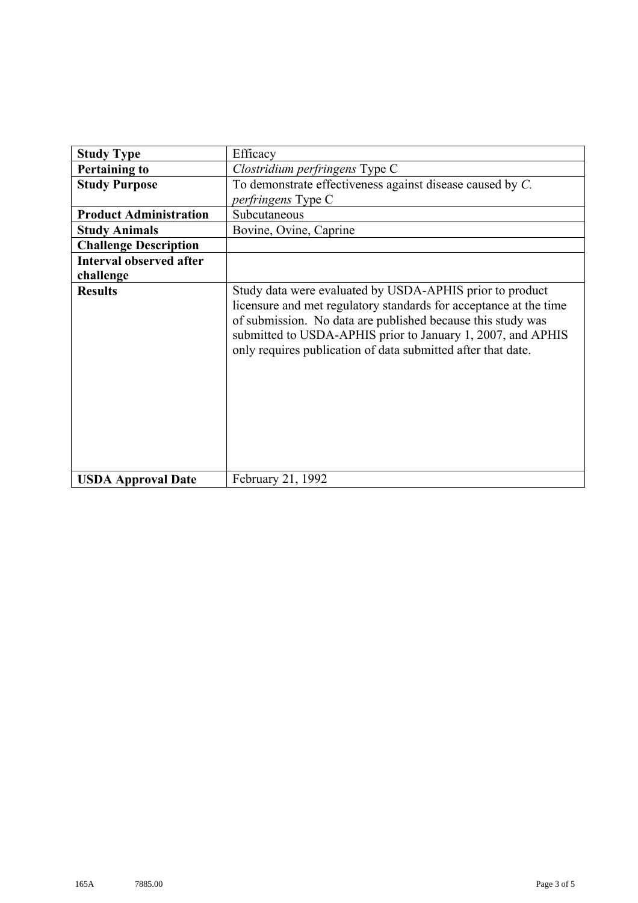| **Study Type** | Efficacy |
|---|---|
| **Pertaining to** | *Clostridium perfringens* Type C |
| **Study Purpose** | To demonstrate effectiveness against disease caused by *C. perfringens* Type C |
| **Product Administration** | Subcutaneous |
| **Study Animals** | Bovine, Ovine, Caprine |
| **Challenge Description** | |
| **Interval observed after challenge** | |
| **Results** | Study data were evaluated by USDA-APHIS prior to product licensure and met regulatory standards for acceptance at the time of submission. No data are published because this study was submitted to USDA-APHIS prior to January 1, 2007, and APHIS only requires publication of data submitted after that date. |
| **USDA Approval Date** | February 21, 1992 |

165A 7885.00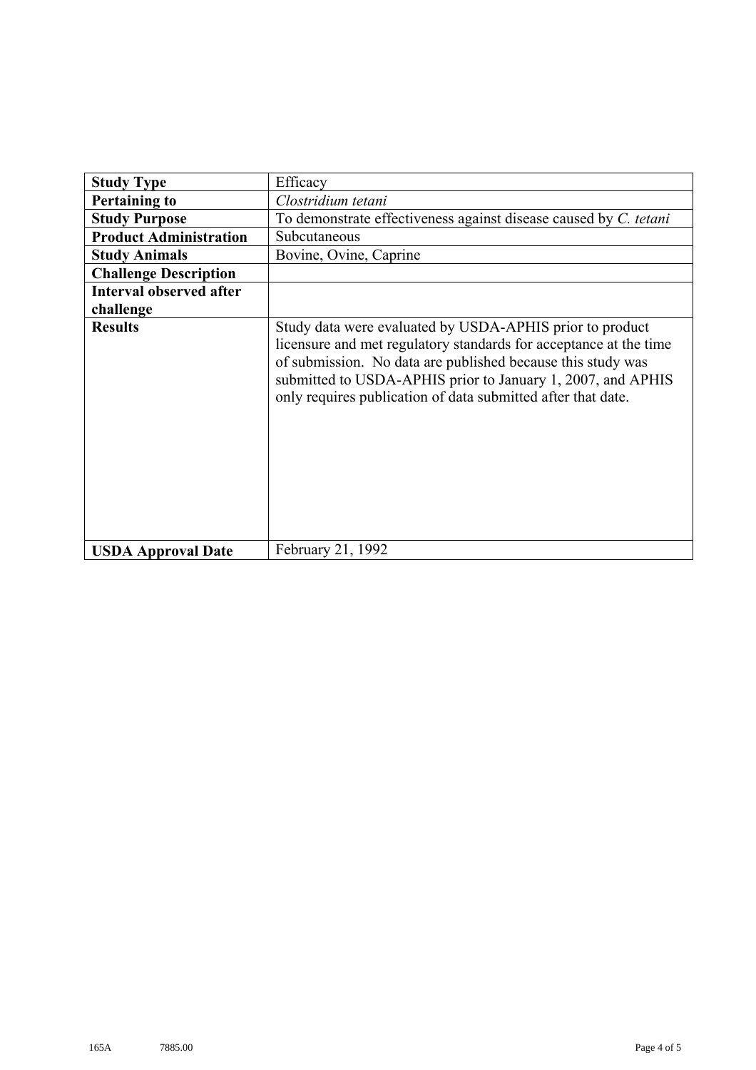| **Study Type** | Efficacy |
| --- | --- |
| **Pertaining to** | *Clostridium tetani* |
| **Study Purpose** | To demonstrate effectiveness against disease caused by *C. tetani* |
| **Product Administration** | Subcutaneous |
| **Study Animals** | Bovine, Ovine, Caprine |
| **Challenge Description** | |
| **Interval observed after challenge** | |
| **Results** | Study data were evaluated by USDA-APHIS prior to product licensure and met regulatory standards for acceptance at the time of submission. No data are published because this study was submitted to USDA-APHIS prior to January 1, 2007, and APHIS only requires publication of data submitted after that date. |
| **USDA Approval Date** | February 21, 1992 |

165A 7885.00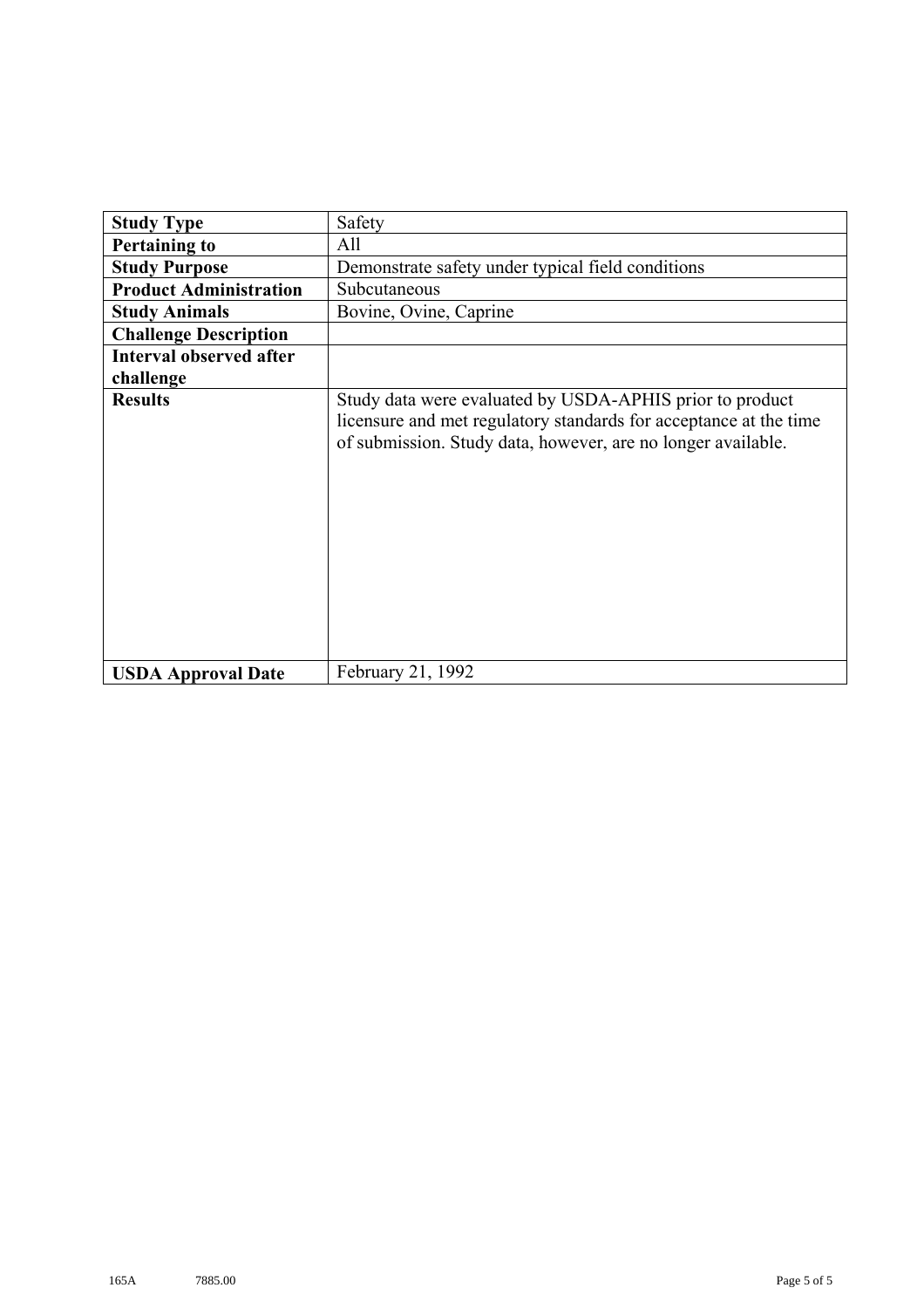| | |
|---|---|
| **Study Type** | Safety |
| **Pertaining to** | All |
| **Study Purpose** | Demonstrate safety under typical field conditions |
| **Product Administration** | Subcutaneous |
| **Study Animals** | Bovine, Ovine, Caprine |
| **Challenge Description** | |
| **Interval observed after challenge** | |
| **Results** | Study data were evaluated by USDA-APHIS prior to product licensure and met regulatory standards for acceptance at the time of submission. Study data, however, are no longer available. |
| **USDA Approval Date** | February 21, 1992 |

165A 7885.00